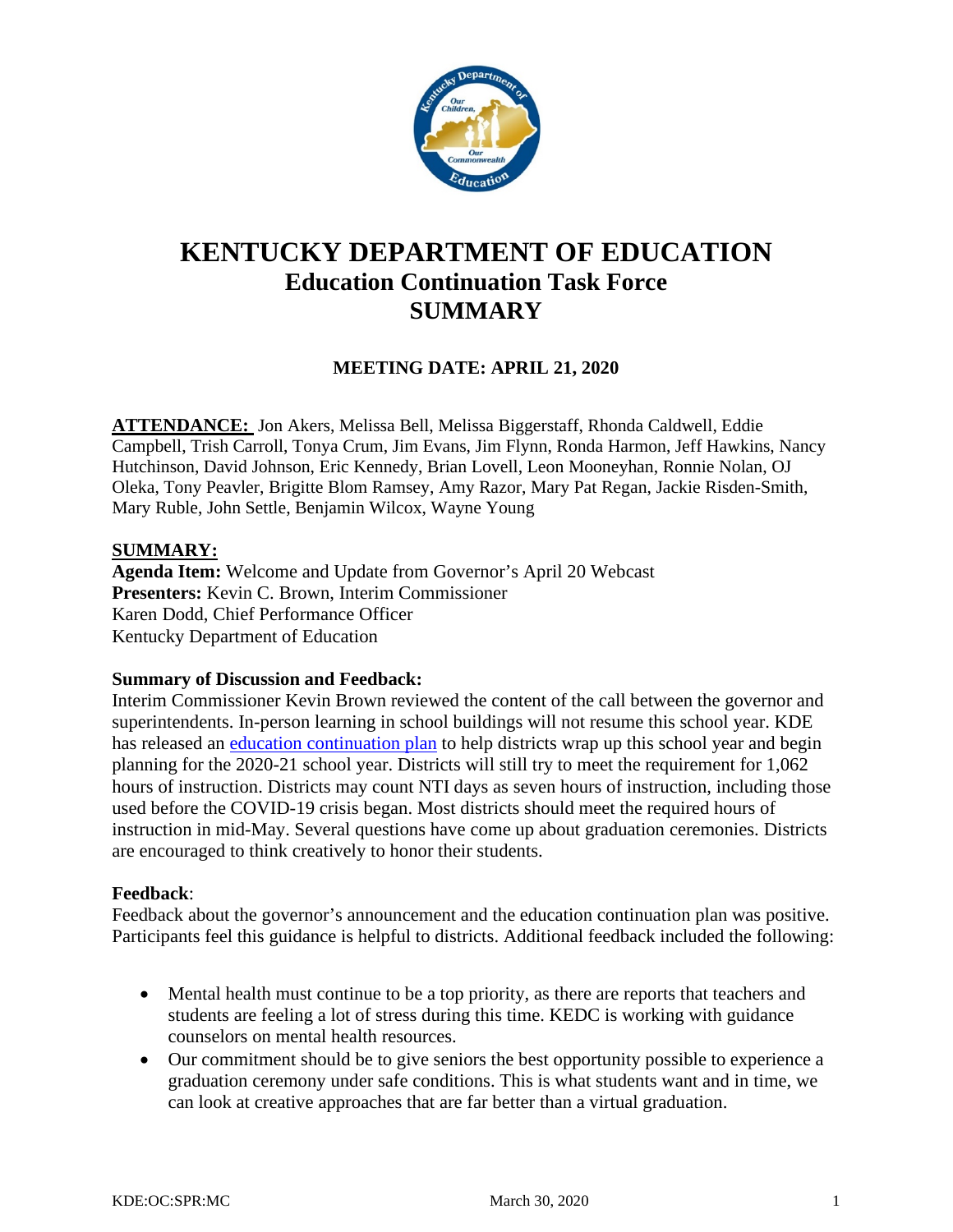# KENTUCKY DEPARTMENT OF EDUCATION
## Education Continuation Task Force
## SUMMARY

**MEETING DATE: APRIL 21, 2020**

**ATTENDANCE:** Jon Akers, Melissa Bell, Melissa Biggerstaff, Rhonda Caldwell, Eddie Campbell, Trish Carroll, Tonya Crum, Jim Evans, Jim Flynn, Ronda Harmon, Jeff Hawkins, Nancy Hutchinson, David Johnson, Eric Kennedy, Brian Lovell, Leon Mooneyhan, Ronnie Nolan, OJ Oleka, Tony Peavler, Brigitte Blom Ramsey, Amy Razor, Mary Pat Regan, Jackie Risden-Smith, Mary Ruble, John Settle, Benjamin Wilcox, Wayne Young

**SUMMARY:**

**Agenda Item:** Welcome and Update from Governor's April 20 Webcast
**Presenters:** Kevin C. Brown, Interim Commissioner
Karen Dodd, Chief Performance Officer
Kentucky Department of Education

**Summary of Discussion and Feedback:**
Interim Commissioner Kevin Brown reviewed the content of the call between the governor and superintendents. In-person learning in school buildings will not resume this school year. KDE has released an education continuation plan to help districts wrap up this school year and begin planning for the 2020-21 school year. Districts will still try to meet the requirement for 1,062 hours of instruction. Districts may count NTI days as seven hours of instruction, including those used before the COVID-19 crisis began. Most districts should meet the required hours of instruction in mid-May. Several questions have come up about graduation ceremonies. Districts are encouraged to think creatively to honor their students.

**Feedback**:
Feedback about the governor's announcement and the education continuation plan was positive. Participants feel this guidance is helpful to districts. Additional feedback included the following:

- Mental health must continue to be a top priority, as there are reports that teachers and students are feeling a lot of stress during this time. KEDC is working with guidance counselors on mental health resources.
- Our commitment should be to give seniors the best opportunity possible to experience a graduation ceremony under safe conditions. This is what students want and in time, we can look at creative approaches that are far better than a virtual graduation.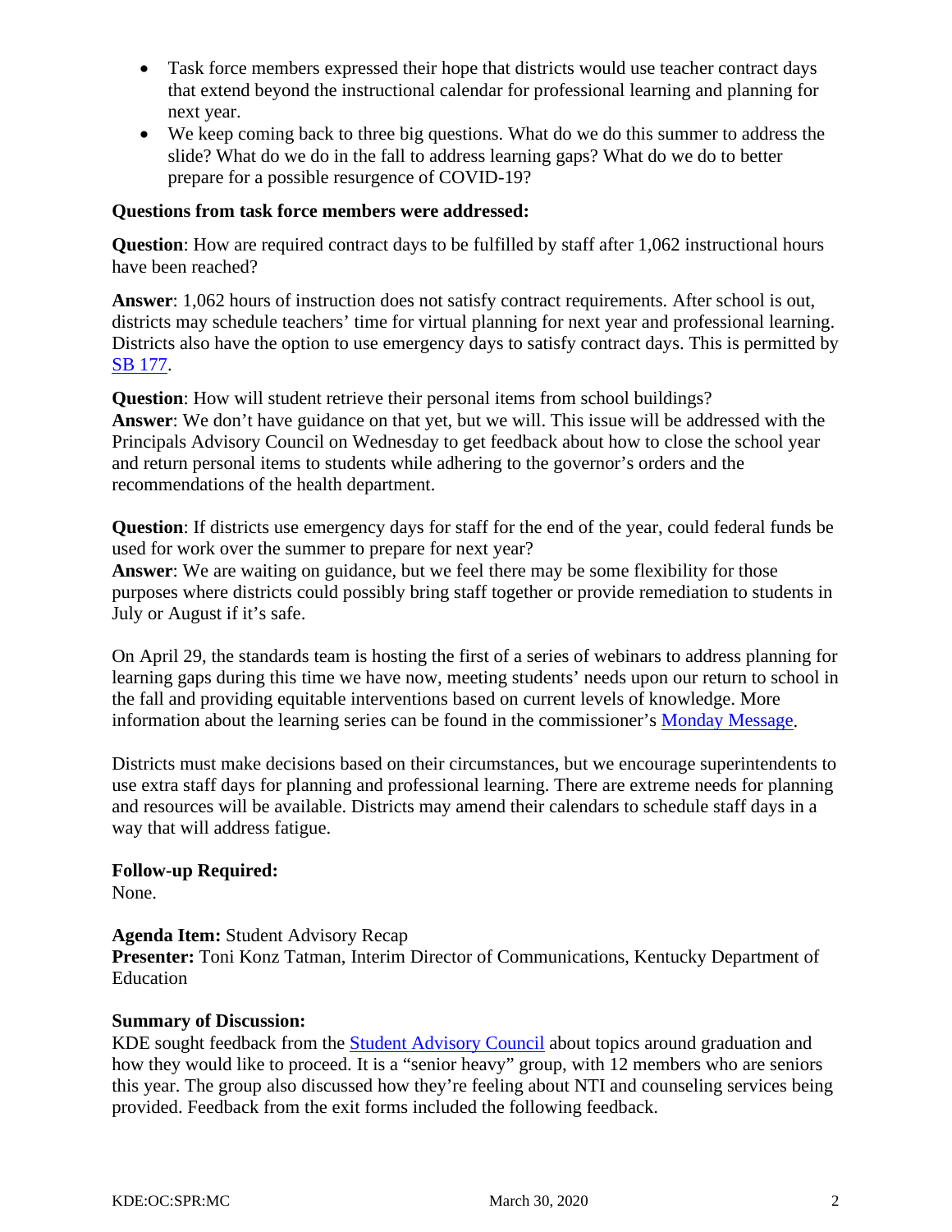- Task force members expressed their hope that districts would use teacher contract days that extend beyond the instructional calendar for professional learning and planning for next year.
- We keep coming back to three big questions. What do we do this summer to address the slide? What do we do in the fall to address learning gaps? What do we do to better prepare for a possible resurgence of COVID-19?

**Questions from task force members were addressed:**

**Question**: How are required contract days to be fulfilled by staff after 1,062 instructional hours have been reached?

**Answer**: 1,062 hours of instruction does not satisfy contract requirements. After school is out, districts may schedule teachers' time for virtual planning for next year and professional learning. Districts also have the option to use emergency days to satisfy contract days. This is permitted by SB 177.

**Question**: How will student retrieve their personal items from school buildings?
**Answer**: We don't have guidance on that yet, but we will. This issue will be addressed with the Principals Advisory Council on Wednesday to get feedback about how to close the school year and return personal items to students while adhering to the governor's orders and the recommendations of the health department.

**Question**: If districts use emergency days for staff for the end of the year, could federal funds be used for work over the summer to prepare for next year?
**Answer**: We are waiting on guidance, but we feel there may be some flexibility for those purposes where districts could possibly bring staff together or provide remediation to students in July or August if it's safe.

On April 29, the standards team is hosting the first of a series of webinars to address planning for learning gaps during this time we have now, meeting students' needs upon our return to school in the fall and providing equitable interventions based on current levels of knowledge. More information about the learning series can be found in the commissioner's Monday Message.

Districts must make decisions based on their circumstances, but we encourage superintendents to use extra staff days for planning and professional learning. There are extreme needs for planning and resources will be available. Districts may amend their calendars to schedule staff days in a way that will address fatigue.

**Follow-up Required:**
None.

**Agenda Item:** Student Advisory Recap
**Presenter:** Toni Konz Tatman, Interim Director of Communications, Kentucky Department of Education

**Summary of Discussion:**
KDE sought feedback from the Student Advisory Council about topics around graduation and how they would like to proceed. It is a "senior heavy" group, with 12 members who are seniors this year. The group also discussed how they're feeling about NTI and counseling services being provided. Feedback from the exit forms included the following feedback.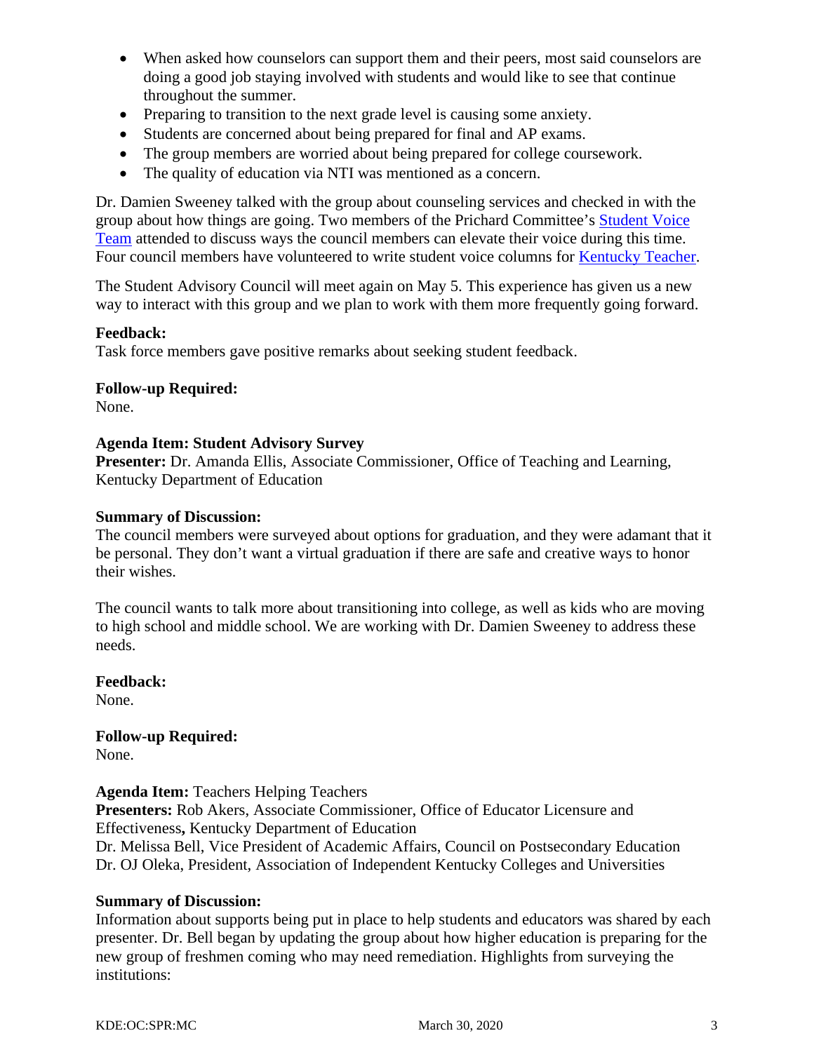- When asked how counselors can support them and their peers, most said counselors are doing a good job staying involved with students and would like to see that continue throughout the summer.
- Preparing to transition to the next grade level is causing some anxiety.
- Students are concerned about being prepared for final and AP exams.
- The group members are worried about being prepared for college coursework.
- The quality of education via NTI was mentioned as a concern.

Dr. Damien Sweeney talked with the group about counseling services and checked in with the group about how things are going. Two members of the Prichard Committee's Student Voice Team attended to discuss ways the council members can elevate their voice during this time. Four council members have volunteered to write student voice columns for Kentucky Teacher.

The Student Advisory Council will meet again on May 5. This experience has given us a new way to interact with this group and we plan to work with them more frequently going forward.

**Feedback:**
Task force members gave positive remarks about seeking student feedback.

**Follow-up Required:**
None.

**Agenda Item: Student Advisory Survey**
**Presenter:** Dr. Amanda Ellis, Associate Commissioner, Office of Teaching and Learning, Kentucky Department of Education

**Summary of Discussion:**
The council members were surveyed about options for graduation, and they were adamant that it be personal. They don't want a virtual graduation if there are safe and creative ways to honor their wishes.

The council wants to talk more about transitioning into college, as well as kids who are moving to high school and middle school. We are working with Dr. Damien Sweeney to address these needs.

**Feedback:**
None.

**Follow-up Required:**
None.

**Agenda Item:** Teachers Helping Teachers
**Presenters:** Rob Akers, Associate Commissioner, Office of Educator Licensure and Effectiveness**,** Kentucky Department of Education
Dr. Melissa Bell, Vice President of Academic Affairs, Council on Postsecondary Education
Dr. OJ Oleka, President, Association of Independent Kentucky Colleges and Universities

**Summary of Discussion:**
Information about supports being put in place to help students and educators was shared by each presenter. Dr. Bell began by updating the group about how higher education is preparing for the new group of freshmen coming who may need remediation. Highlights from surveying the institutions: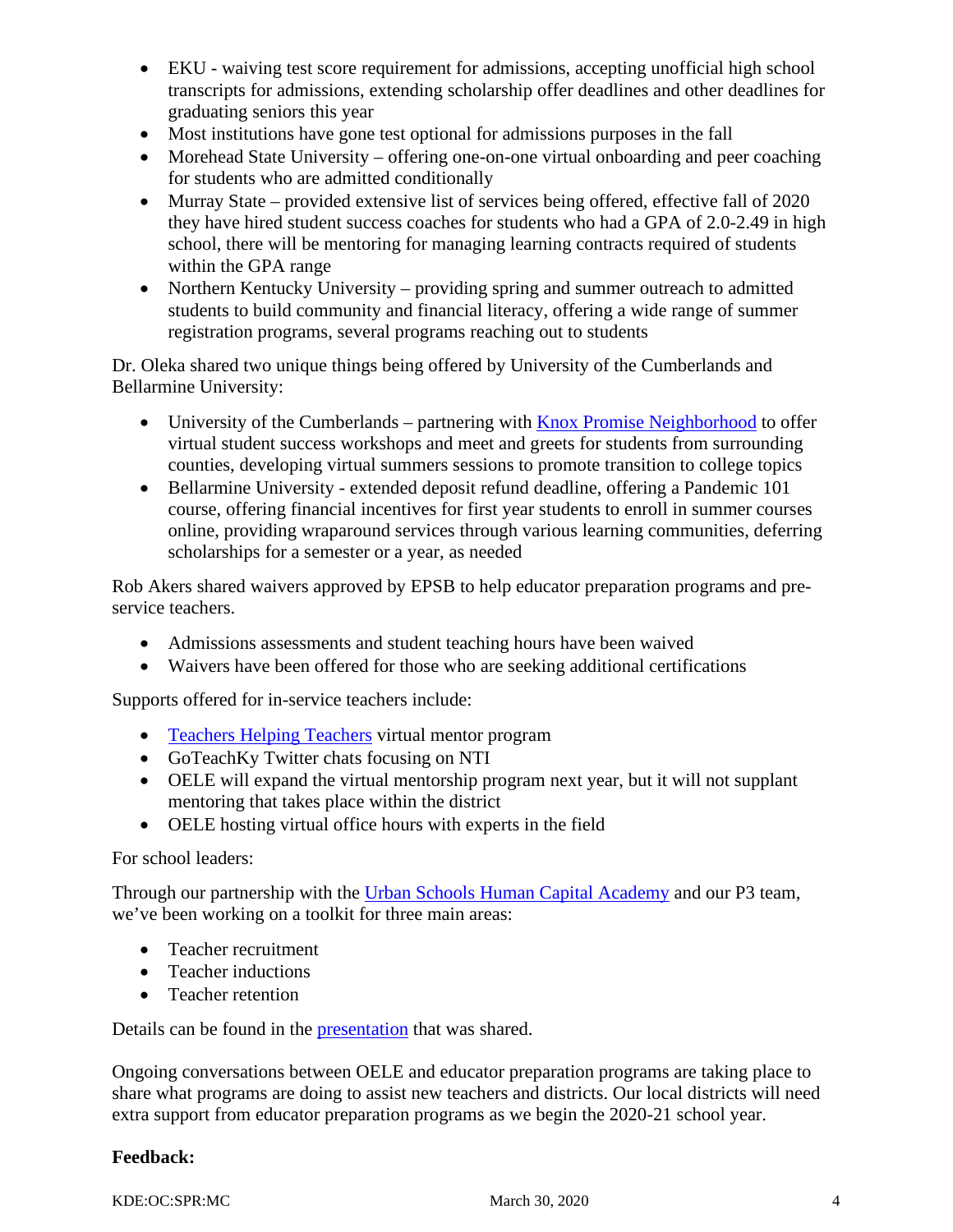- EKU - waiving test score requirement for admissions, accepting unofficial high school transcripts for admissions, extending scholarship offer deadlines and other deadlines for graduating seniors this year
- Most institutions have gone test optional for admissions purposes in the fall
- Morehead State University – offering one-on-one virtual onboarding and peer coaching for students who are admitted conditionally
- Murray State – provided extensive list of services being offered, effective fall of 2020 they have hired student success coaches for students who had a GPA of 2.0-2.49 in high school, there will be mentoring for managing learning contracts required of students within the GPA range
- Northern Kentucky University – providing spring and summer outreach to admitted students to build community and financial literacy, offering a wide range of summer registration programs, several programs reaching out to students

Dr. Oleka shared two unique things being offered by University of the Cumberlands and Bellarmine University:

- University of the Cumberlands – partnering with Knox Promise Neighborhood to offer virtual student success workshops and meet and greets for students from surrounding counties, developing virtual summers sessions to promote transition to college topics
- Bellarmine University - extended deposit refund deadline, offering a Pandemic 101 course, offering financial incentives for first year students to enroll in summer courses online, providing wraparound services through various learning communities, deferring scholarships for a semester or a year, as needed

Rob Akers shared waivers approved by EPSB to help educator preparation programs and pre-service teachers.

- Admissions assessments and student teaching hours have been waived
- Waivers have been offered for those who are seeking additional certifications

Supports offered for in-service teachers include:

- Teachers Helping Teachers virtual mentor program
- GoTeachKy Twitter chats focusing on NTI
- OELE will expand the virtual mentorship program next year, but it will not supplant mentoring that takes place within the district
- OELE hosting virtual office hours with experts in the field

For school leaders:

Through our partnership with the Urban Schools Human Capital Academy and our P3 team, we've been working on a toolkit for three main areas:

- Teacher recruitment
- Teacher inductions
- Teacher retention

Details can be found in the presentation that was shared.

Ongoing conversations between OELE and educator preparation programs are taking place to share what programs are doing to assist new teachers and districts. Our local districts will need extra support from educator preparation programs as we begin the 2020-21 school year.

**Feedback:**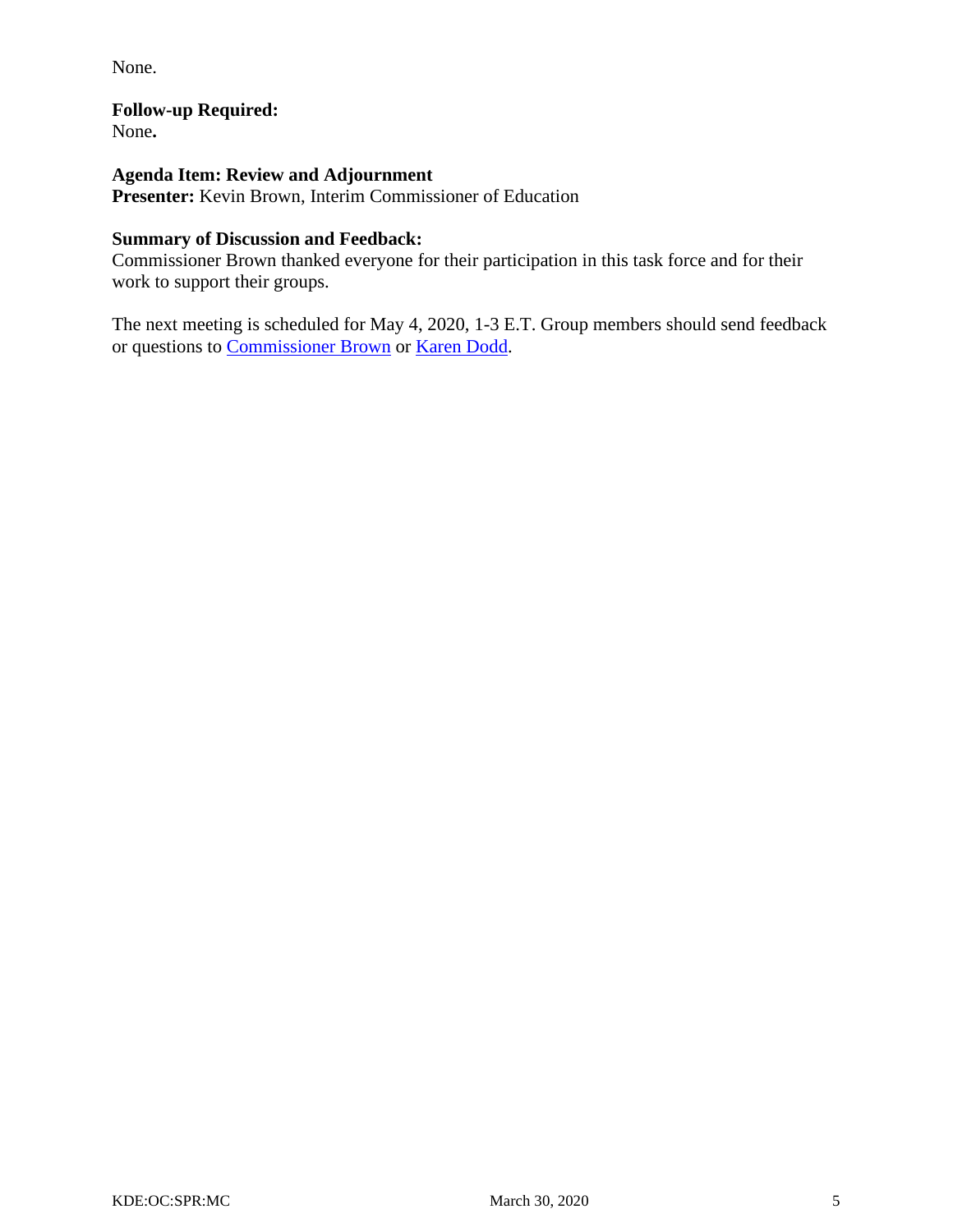None.

**Follow-up Required:**
None**.**

**Agenda Item: Review and Adjournment**
**Presenter:** Kevin Brown, Interim Commissioner of Education

**Summary of Discussion and Feedback:**
Commissioner Brown thanked everyone for their participation in this task force and for their work to support their groups.

The next meeting is scheduled for May 4, 2020, 1-3 E.T. Group members should send feedback or questions to Commissioner Brown or Karen Dodd.